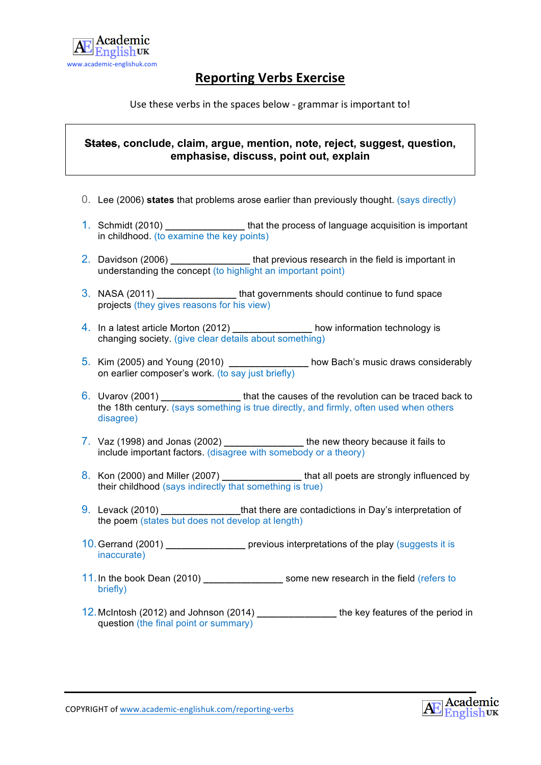Academic English UK
www.academic-englishuk.com

# Reporting Verbs Exercise

Use these verbs in the spaces below - grammar is important to!

**~~States~~, conclude, claim, argue, mention, note, reject, suggest, question, emphasise, discuss, point out, explain**

0. Lee (2006) **states** that problems arose earlier than previously thought. (says directly)

1. Schmidt (2010) _______________ that the process of language acquisition is important in childhood. (to examine the key points)

2. Davidson (2006) _______________ that previous research in the field is important in understanding the concept (to highlight an important point)

3. NASA (2011) _______________ that governments should continue to fund space projects (they gives reasons for his view)

4. In a latest article Morton (2012) _______________ how information technology is changing society. (give clear details about something)

5. Kim (2005) and Young (2010) _______________ how Bach's music draws considerably on earlier composer's work. (to say just briefly)

6. Uvarov (2001) _______________ that the causes of the revolution can be traced back to the 18th century. (says something is true directly, and firmly, often used when others disagree)

7. Vaz (1998) and Jonas (2002) _______________ the new theory because it fails to include important factors. (disagree with somebody or a theory)

8. Kon (2000) and Miller (2007) _______________ that all poets are strongly influenced by their childhood (says indirectly that something is true)

9. Levack (2010) _______________that there are contadictions in Day's interpretation of the poem (states but does not develop at length)

10. Gerrand (2001) _______________ previous interpretations of the play (suggests it is inaccurate)

11. In the book Dean (2010) _______________ some new research in the field (refers to briefly)

12. McIntosh (2012) and Johnson (2014) _______________ the key features of the period in question (the final point or summary)

COPYRIGHT of www.academic-englishuk.com/reporting-verbs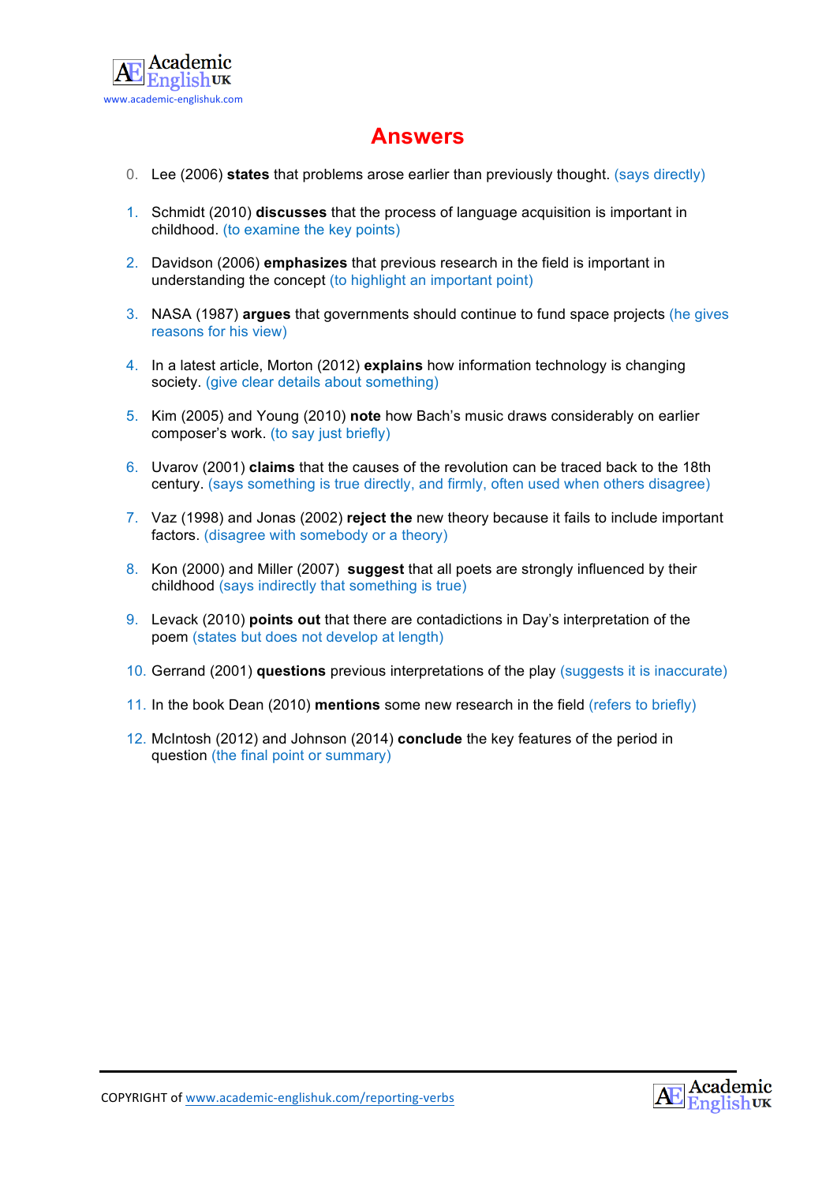# Answers

0. Lee (2006) **states** that problems arose earlier than previously thought. (says directly)

1. Schmidt (2010) **discusses** that the process of language acquisition is important in childhood. (to examine the key points)

2. Davidson (2006) **emphasizes** that previous research in the field is important in understanding the concept (to highlight an important point)

3. NASA (1987) **argues** that governments should continue to fund space projects (he gives reasons for his view)

4. In a latest article, Morton (2012) **explains** how information technology is changing society. (give clear details about something)

5. Kim (2005) and Young (2010) **note** how Bach's music draws considerably on earlier composer's work. (to say just briefly)

6. Uvarov (2001) **claims** that the causes of the revolution can be traced back to the 18th century. (says something is true directly, and firmly, often used when others disagree)

7. Vaz (1998) and Jonas (2002) **reject the** new theory because it fails to include important factors. (disagree with somebody or a theory)

8. Kon (2000) and Miller (2007) **suggest** that all poets are strongly influenced by their childhood (says indirectly that something is true)

9. Levack (2010) **points out** that there are contadictions in Day's interpretation of the poem (states but does not develop at length)

10. Gerrand (2001) **questions** previous interpretations of the play (suggests it is inaccurate)

11. In the book Dean (2010) **mentions** some new research in the field (refers to briefly)

12. McIntosh (2012) and Johnson (2014) **conclude** the key features of the period in question (the final point or summary)

COPYRIGHT of www.academic-englishuk.com/reporting-verbs